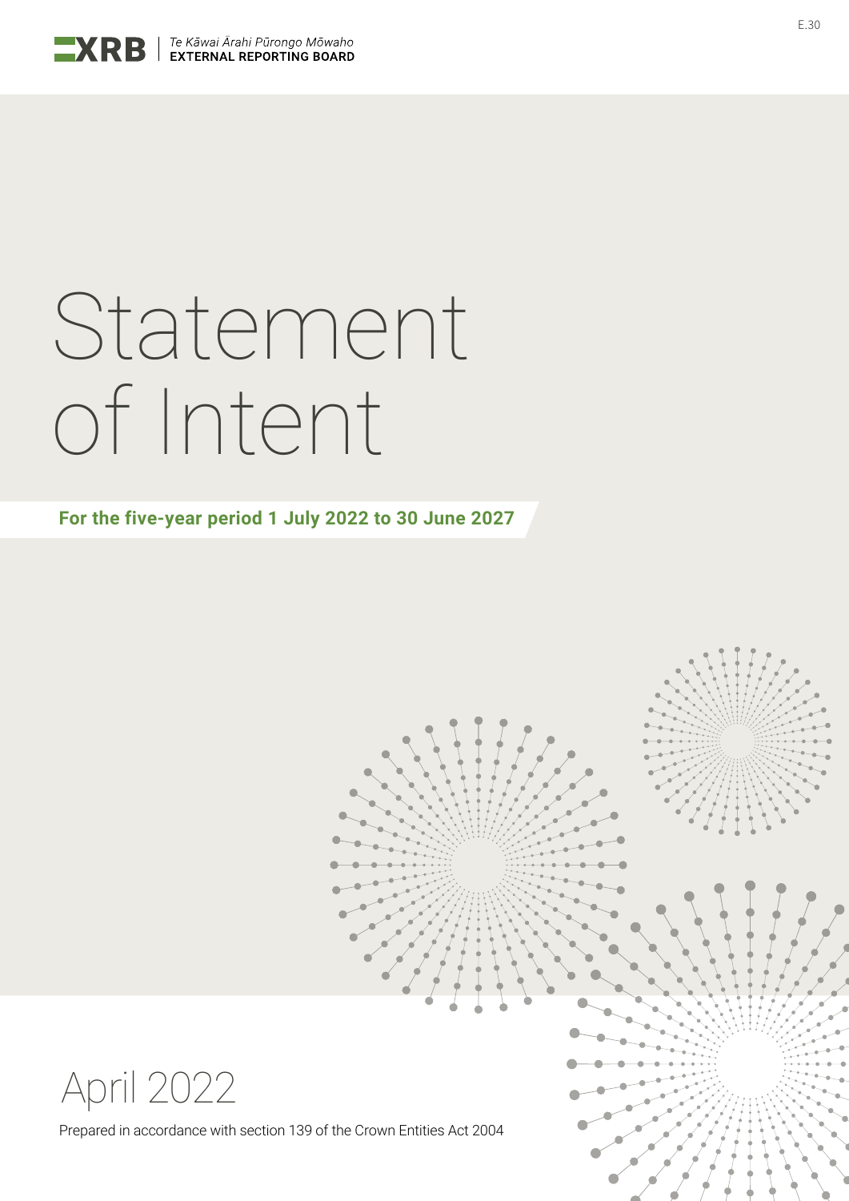E.30

XRB | *Te Kāwai Ārahi Pūrongo Mōwaho*
EXTERNAL REPORTING BOARD

# Statement of Intent

**For the five-year period 1 July 2022 to 30 June 2027**

## April 2022

Prepared in accordance with section 139 of the Crown Entities Act 2004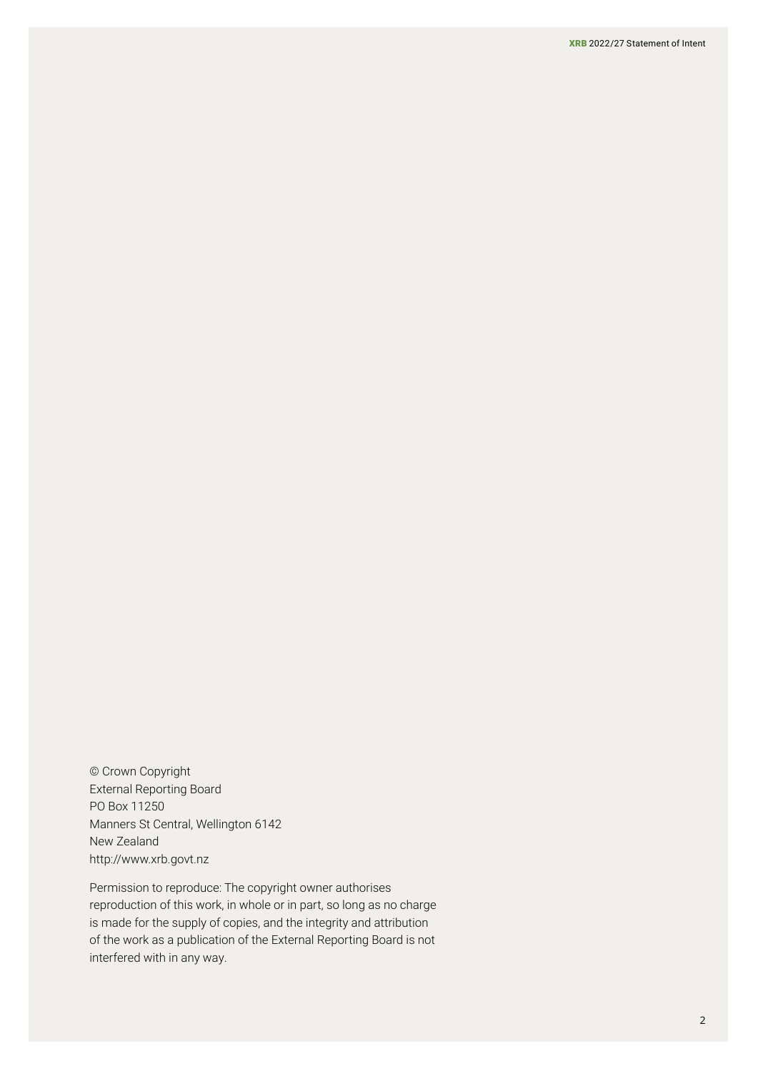© Crown Copyright
External Reporting Board
PO Box 11250
Manners St Central, Wellington 6142
New Zealand
http://www.xrb.govt.nz

Permission to reproduce: The copyright owner authorises reproduction of this work, in whole or in part, so long as no charge is made for the supply of copies, and the integrity and attribution of the work as a publication of the External Reporting Board is not interfered with in any way.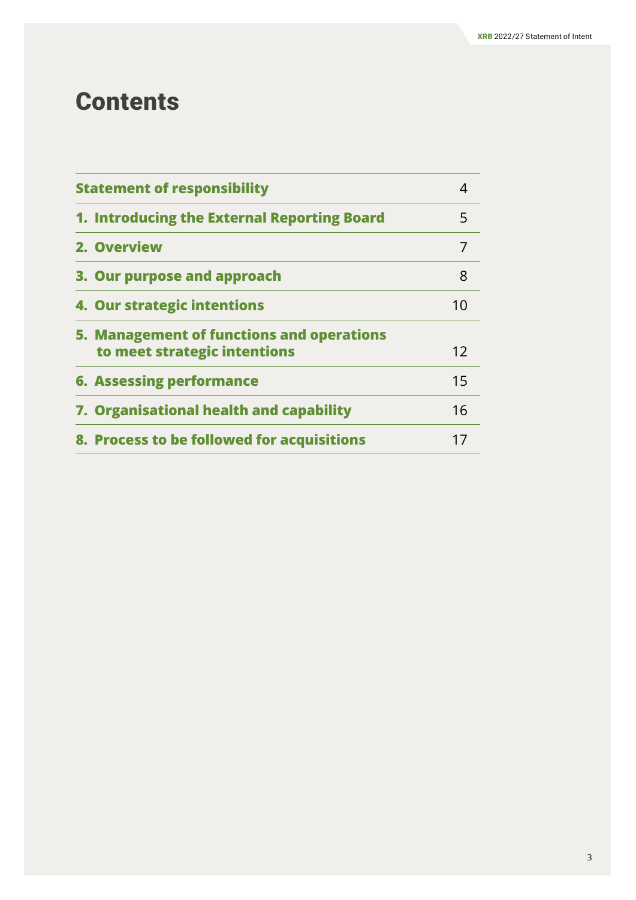# Contents

| | |
|---|---|
| **Statement of responsibility** | 4 |
| **1. Introducing the External Reporting Board** | 5 |
| **2. Overview** | 7 |
| **3. Our purpose and approach** | 8 |
| **4. Our strategic intentions** | 10 |
| **5. Management of functions and operations to meet strategic intentions** | 12 |
| **6. Assessing performance** | 15 |
| **7. Organisational health and capability** | 16 |
| **8. Process to be followed for acquisitions** | 17 |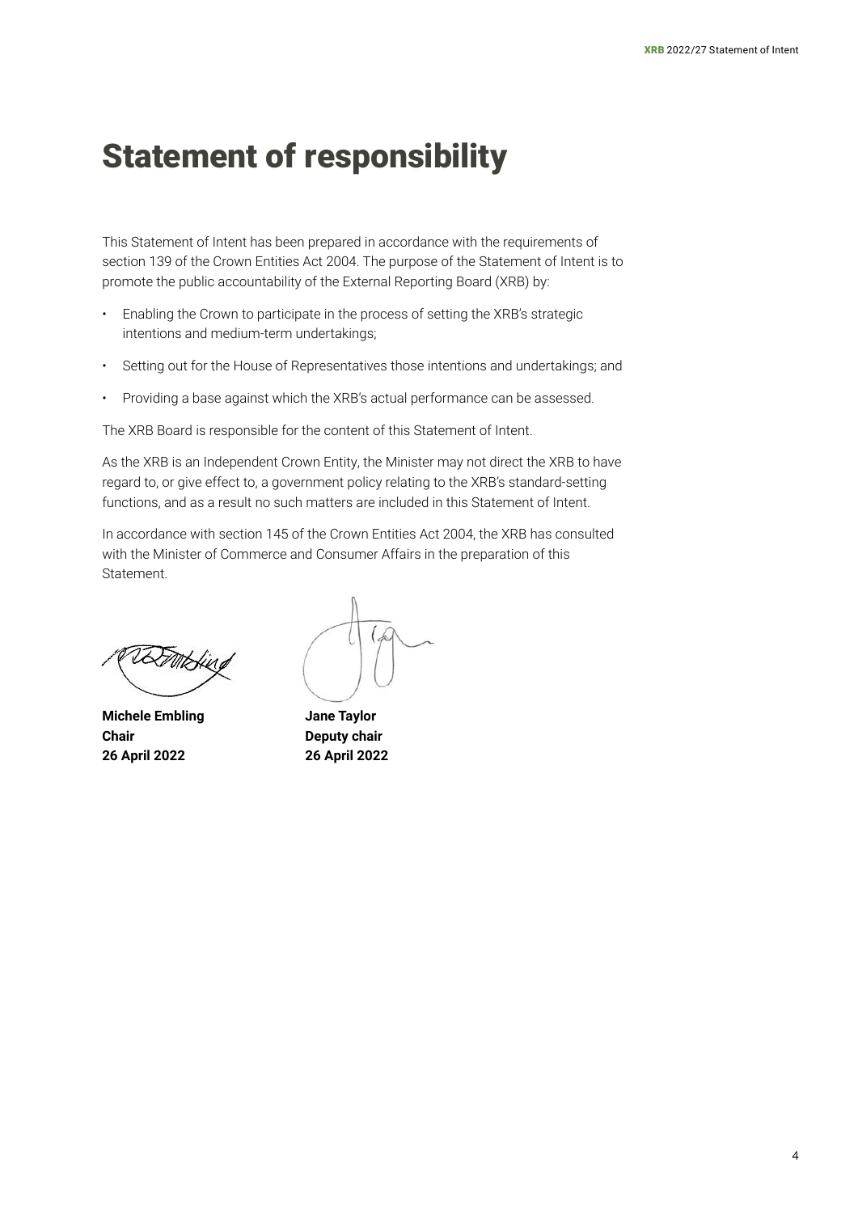# Statement of responsibility

This Statement of Intent has been prepared in accordance with the requirements of section 139 of the Crown Entities Act 2004. The purpose of the Statement of Intent is to promote the public accountability of the External Reporting Board (XRB) by:

- Enabling the Crown to participate in the process of setting the XRB's strategic intentions and medium-term undertakings;
- Setting out for the House of Representatives those intentions and undertakings; and
- Providing a base against which the XRB's actual performance can be assessed.

The XRB Board is responsible for the content of this Statement of Intent.

As the XRB is an Independent Crown Entity, the Minister may not direct the XRB to have regard to, or give effect to, a government policy relating to the XRB's standard-setting functions, and as a result no such matters are included in this Statement of Intent.

In accordance with section 145 of the Crown Entities Act 2004, the XRB has consulted with the Minister of Commerce and Consumer Affairs in the preparation of this Statement.

**Michele Embling**
**Chair**
**26 April 2022**

**Jane Taylor**
**Deputy chair**
**26 April 2022**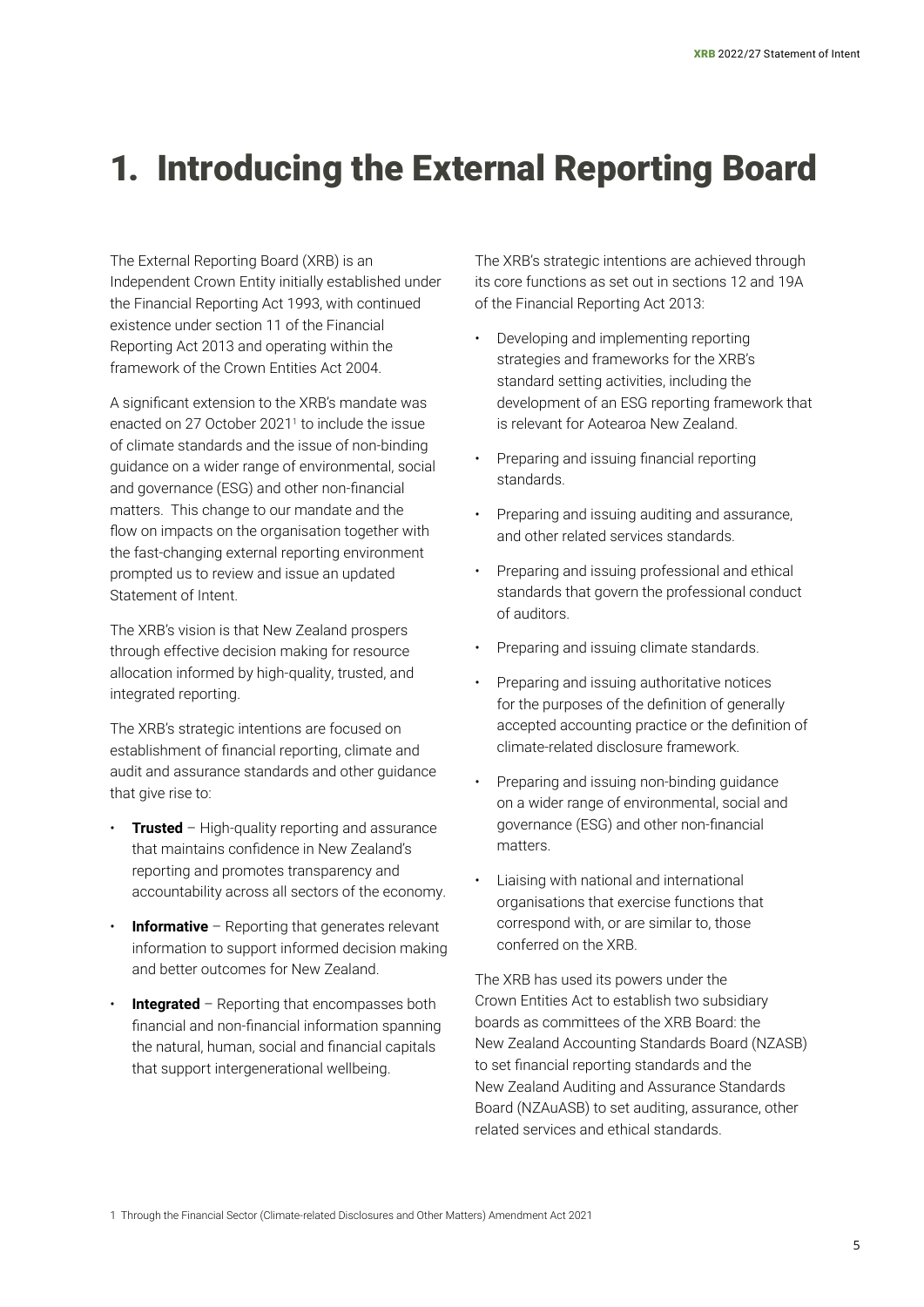# 1. Introducing the External Reporting Board

The External Reporting Board (XRB) is an Independent Crown Entity initially established under the Financial Reporting Act 1993, with continued existence under section 11 of the Financial Reporting Act 2013 and operating within the framework of the Crown Entities Act 2004.

A significant extension to the XRB's mandate was enacted on 27 October 2021[1] to include the issue of climate standards and the issue of non-binding guidance on a wider range of environmental, social and governance (ESG) and other non-financial matters. This change to our mandate and the flow on impacts on the organisation together with the fast-changing external reporting environment prompted us to review and issue an updated Statement of Intent.

The XRB's vision is that New Zealand prospers through effective decision making for resource allocation informed by high-quality, trusted, and integrated reporting.

The XRB's strategic intentions are focused on establishment of financial reporting, climate and audit and assurance standards and other guidance that give rise to:

- **Trusted** – High-quality reporting and assurance that maintains confidence in New Zealand's reporting and promotes transparency and accountability across all sectors of the economy.
- **Informative** – Reporting that generates relevant information to support informed decision making and better outcomes for New Zealand.
- **Integrated** – Reporting that encompasses both financial and non-financial information spanning the natural, human, social and financial capitals that support intergenerational wellbeing.

The XRB's strategic intentions are achieved through its core functions as set out in sections 12 and 19A of the Financial Reporting Act 2013:

- Developing and implementing reporting strategies and frameworks for the XRB's standard setting activities, including the development of an ESG reporting framework that is relevant for Aotearoa New Zealand.
- Preparing and issuing financial reporting standards.
- Preparing and issuing auditing and assurance, and other related services standards.
- Preparing and issuing professional and ethical standards that govern the professional conduct of auditors.
- Preparing and issuing climate standards.
- Preparing and issuing authoritative notices for the purposes of the definition of generally accepted accounting practice or the definition of climate-related disclosure framework.
- Preparing and issuing non-binding guidance on a wider range of environmental, social and governance (ESG) and other non-financial matters.
- Liaising with national and international organisations that exercise functions that correspond with, or are similar to, those conferred on the XRB.

The XRB has used its powers under the Crown Entities Act to establish two subsidiary boards as committees of the XRB Board: the New Zealand Accounting Standards Board (NZASB) to set financial reporting standards and the New Zealand Auditing and Assurance Standards Board (NZAuASB) to set auditing, assurance, other related services and ethical standards.

1 Through the Financial Sector (Climate-related Disclosures and Other Matters) Amendment Act 2021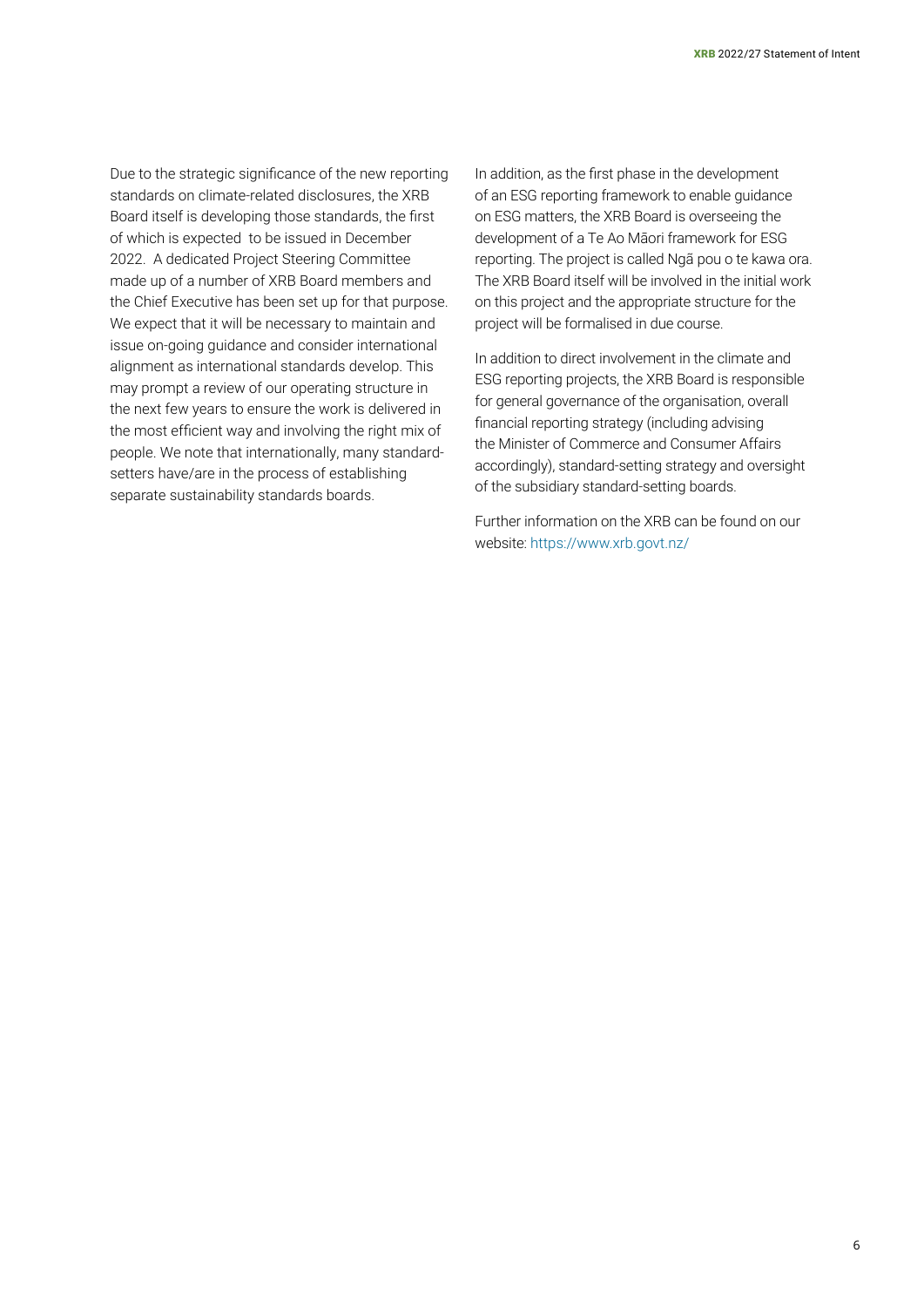Due to the strategic significance of the new reporting standards on climate-related disclosures, the XRB Board itself is developing those standards, the first of which is expected to be issued in December 2022. A dedicated Project Steering Committee made up of a number of XRB Board members and the Chief Executive has been set up for that purpose. We expect that it will be necessary to maintain and issue on-going guidance and consider international alignment as international standards develop. This may prompt a review of our operating structure in the next few years to ensure the work is delivered in the most efficient way and involving the right mix of people. We note that internationally, many standard-setters have/are in the process of establishing separate sustainability standards boards.

In addition, as the first phase in the development of an ESG reporting framework to enable guidance on ESG matters, the XRB Board is overseeing the development of a Te Ao Māori framework for ESG reporting. The project is called Ngā pou o te kawa ora. The XRB Board itself will be involved in the initial work on this project and the appropriate structure for the project will be formalised in due course.

In addition to direct involvement in the climate and ESG reporting projects, the XRB Board is responsible for general governance of the organisation, overall financial reporting strategy (including advising the Minister of Commerce and Consumer Affairs accordingly), standard-setting strategy and oversight of the subsidiary standard-setting boards.

Further information on the XRB can be found on our website: https://www.xrb.govt.nz/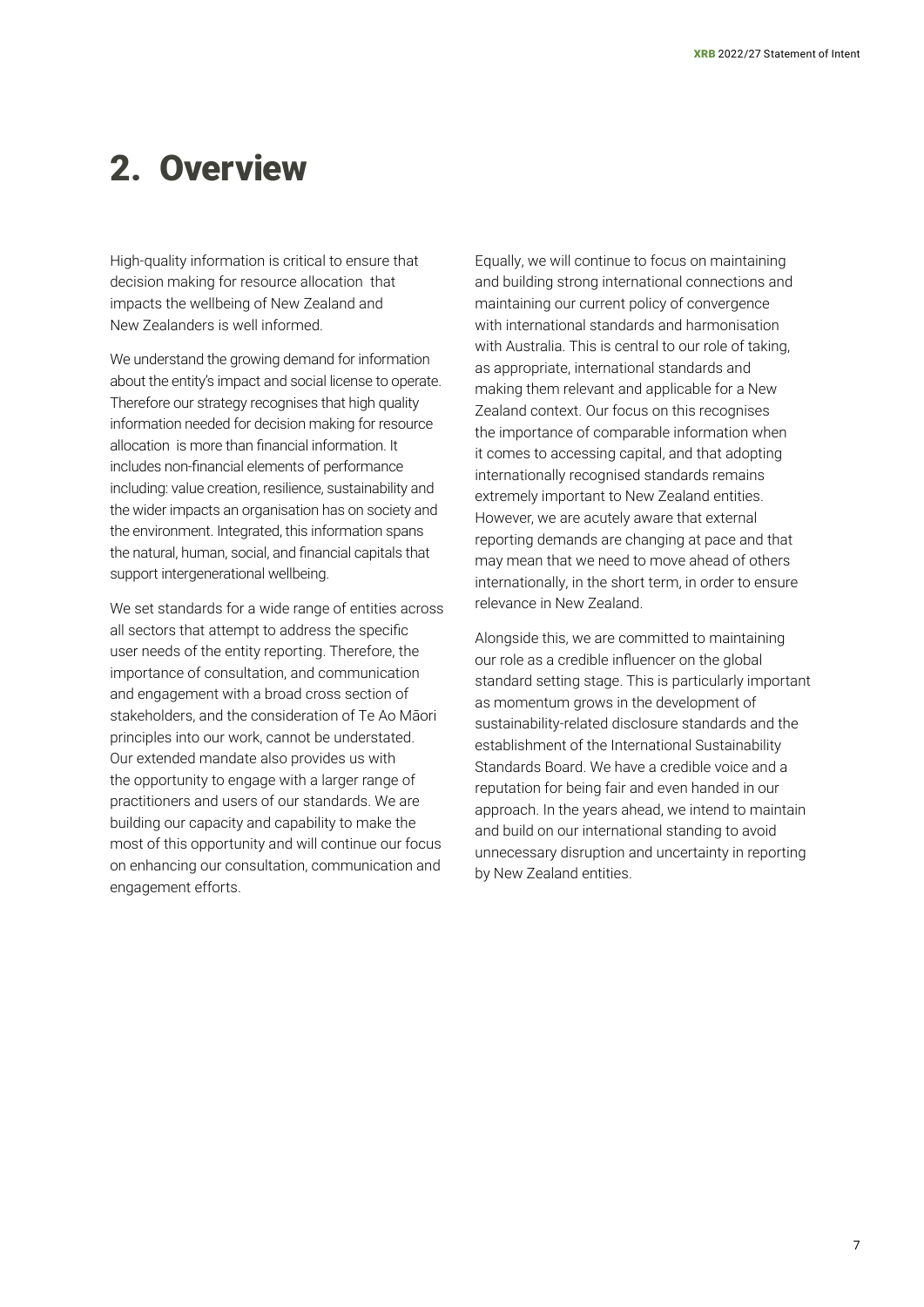# 2. Overview

High-quality information is critical to ensure that decision making for resource allocation that impacts the wellbeing of New Zealand and New Zealanders is well informed.

We understand the growing demand for information about the entity's impact and social license to operate. Therefore our strategy recognises that high quality information needed for decision making for resource allocation is more than financial information. It includes non-financial elements of performance including: value creation, resilience, sustainability and the wider impacts an organisation has on society and the environment. Integrated, this information spans the natural, human, social, and financial capitals that support intergenerational wellbeing.

We set standards for a wide range of entities across all sectors that attempt to address the specific user needs of the entity reporting. Therefore, the importance of consultation, and communication and engagement with a broad cross section of stakeholders, and the consideration of Te Ao Māori principles into our work, cannot be understated. Our extended mandate also provides us with the opportunity to engage with a larger range of practitioners and users of our standards. We are building our capacity and capability to make the most of this opportunity and will continue our focus on enhancing our consultation, communication and engagement efforts.

Equally, we will continue to focus on maintaining and building strong international connections and maintaining our current policy of convergence with international standards and harmonisation with Australia. This is central to our role of taking, as appropriate, international standards and making them relevant and applicable for a New Zealand context. Our focus on this recognises the importance of comparable information when it comes to accessing capital, and that adopting internationally recognised standards remains extremely important to New Zealand entities. However, we are acutely aware that external reporting demands are changing at pace and that may mean that we need to move ahead of others internationally, in the short term, in order to ensure relevance in New Zealand.

Alongside this, we are committed to maintaining our role as a credible influencer on the global standard setting stage. This is particularly important as momentum grows in the development of sustainability-related disclosure standards and the establishment of the International Sustainability Standards Board. We have a credible voice and a reputation for being fair and even handed in our approach. In the years ahead, we intend to maintain and build on our international standing to avoid unnecessary disruption and uncertainty in reporting by New Zealand entities.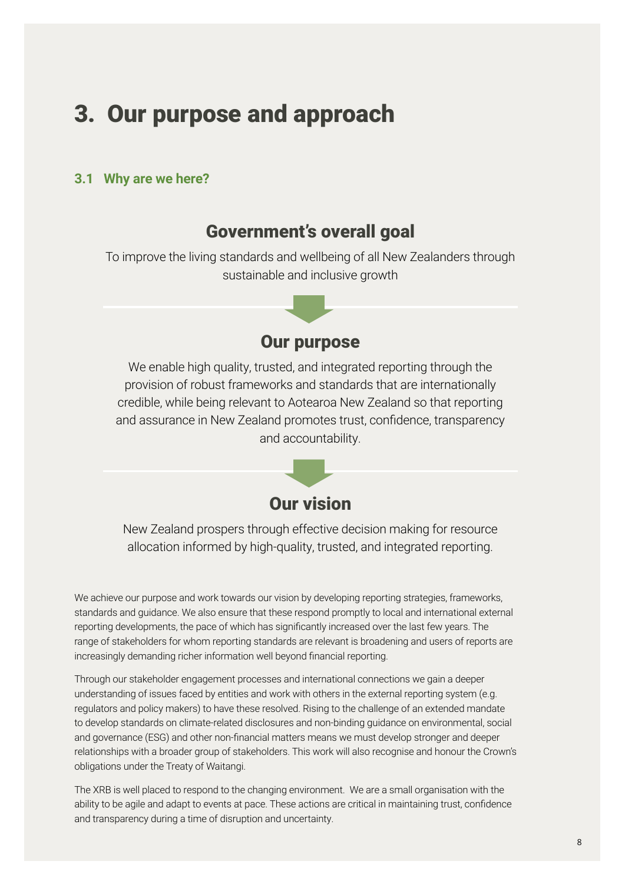# 3. Our purpose and approach

## 3.1 Why are we here?

### Government's overall goal

To improve the living standards and wellbeing of all New Zealanders through sustainable and inclusive growth

### Our purpose

We enable high quality, trusted, and integrated reporting through the provision of robust frameworks and standards that are internationally credible, while being relevant to Aotearoa New Zealand so that reporting and assurance in New Zealand promotes trust, confidence, transparency and accountability.

### Our vision

New Zealand prospers through effective decision making for resource allocation informed by high-quality, trusted, and integrated reporting.

We achieve our purpose and work towards our vision by developing reporting strategies, frameworks, standards and guidance. We also ensure that these respond promptly to local and international external reporting developments, the pace of which has significantly increased over the last few years. The range of stakeholders for whom reporting standards are relevant is broadening and users of reports are increasingly demanding richer information well beyond financial reporting.

Through our stakeholder engagement processes and international connections we gain a deeper understanding of issues faced by entities and work with others in the external reporting system (e.g. regulators and policy makers) to have these resolved. Rising to the challenge of an extended mandate to develop standards on climate-related disclosures and non-binding guidance on environmental, social and governance (ESG) and other non-financial matters means we must develop stronger and deeper relationships with a broader group of stakeholders. This work will also recognise and honour the Crown's obligations under the Treaty of Waitangi.

The XRB is well placed to respond to the changing environment. We are a small organisation with the ability to be agile and adapt to events at pace. These actions are critical in maintaining trust, confidence and transparency during a time of disruption and uncertainty.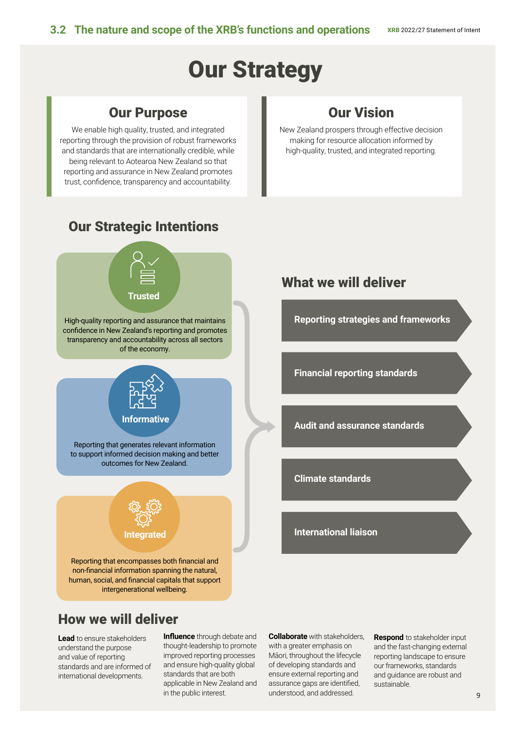## 3.2 The nature and scope of the XRB's functions and operations

# Our Strategy

### Our Purpose

We enable high quality, trusted, and integrated reporting through the provision of robust frameworks and standards that are internationally credible, while being relevant to Aotearoa New Zealand so that reporting and assurance in New Zealand promotes trust, confidence, transparency and accountability.

### Our Vision

New Zealand prospers through effective decision making for resource allocation informed by high-quality, trusted, and integrated reporting.

## Our Strategic Intentions

**Trusted**

High-quality reporting and assurance that maintains confidence in New Zealand's reporting and promotes transparency and accountability across all sectors of the economy.

**Informative**

Reporting that generates relevant information to support informed decision making and better outcomes for New Zealand.

**Integrated**

Reporting that encompasses both financial and non-financial information spanning the natural, human, social, and financial capitals that support intergenerational wellbeing.

## What we will deliver

- **Reporting strategies and frameworks**
- **Financial reporting standards**
- **Audit and assurance standards**
- **Climate standards**
- **International liaison**

## How we will deliver

**Lead** to ensure stakeholders understand the purpose and value of reporting standards and are informed of international developments.

**Influence** through debate and thought-leadership to promote improved reporting processes and ensure high-quality global standards that are both applicable in New Zealand and in the public interest.

**Collaborate** with stakeholders, with a greater emphasis on Māori, throughout the lifecycle of developing standards and ensure external reporting and assurance gaps are identified, understood, and addressed.

**Respond** to stakeholder input and the fast-changing external reporting landscape to ensure our frameworks, standards and guidance are robust and sustainable.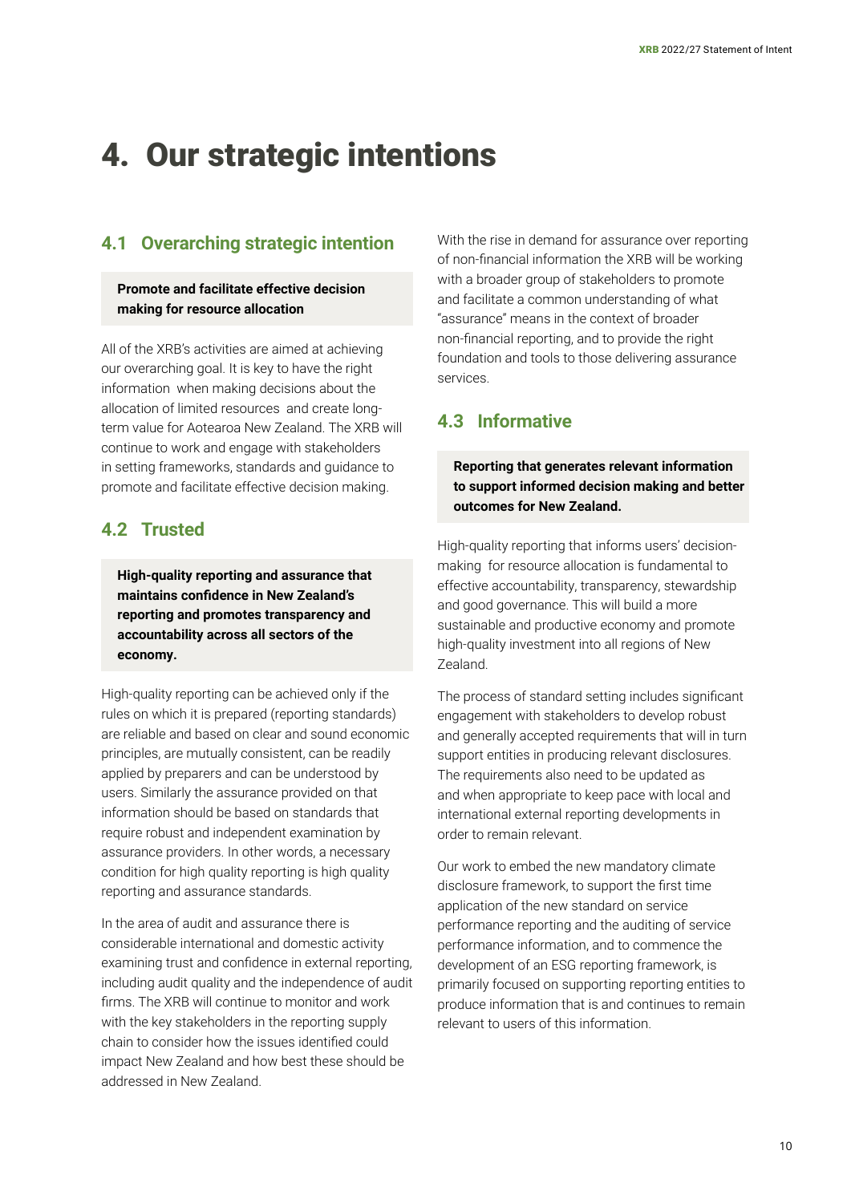# 4. Our strategic intentions

## 4.1 Overarching strategic intention

**Promote and facilitate effective decision making for resource allocation**

All of the XRB's activities are aimed at achieving our overarching goal. It is key to have the right information when making decisions about the allocation of limited resources and create long-term value for Aotearoa New Zealand. The XRB will continue to work and engage with stakeholders in setting frameworks, standards and guidance to promote and facilitate effective decision making.

## 4.2 Trusted

**High-quality reporting and assurance that maintains confidence in New Zealand's reporting and promotes transparency and accountability across all sectors of the economy.**

High-quality reporting can be achieved only if the rules on which it is prepared (reporting standards) are reliable and based on clear and sound economic principles, are mutually consistent, can be readily applied by preparers and can be understood by users. Similarly the assurance provided on that information should be based on standards that require robust and independent examination by assurance providers. In other words, a necessary condition for high quality reporting is high quality reporting and assurance standards.

In the area of audit and assurance there is considerable international and domestic activity examining trust and confidence in external reporting, including audit quality and the independence of audit firms. The XRB will continue to monitor and work with the key stakeholders in the reporting supply chain to consider how the issues identified could impact New Zealand and how best these should be addressed in New Zealand.

With the rise in demand for assurance over reporting of non-financial information the XRB will be working with a broader group of stakeholders to promote and facilitate a common understanding of what "assurance" means in the context of broader non-financial reporting, and to provide the right foundation and tools to those delivering assurance services.

## 4.3 Informative

**Reporting that generates relevant information to support informed decision making and better outcomes for New Zealand.**

High-quality reporting that informs users' decision-making for resource allocation is fundamental to effective accountability, transparency, stewardship and good governance. This will build a more sustainable and productive economy and promote high-quality investment into all regions of New Zealand.

The process of standard setting includes significant engagement with stakeholders to develop robust and generally accepted requirements that will in turn support entities in producing relevant disclosures. The requirements also need to be updated as and when appropriate to keep pace with local and international external reporting developments in order to remain relevant.

Our work to embed the new mandatory climate disclosure framework, to support the first time application of the new standard on service performance reporting and the auditing of service performance information, and to commence the development of an ESG reporting framework, is primarily focused on supporting reporting entities to produce information that is and continues to remain relevant to users of this information.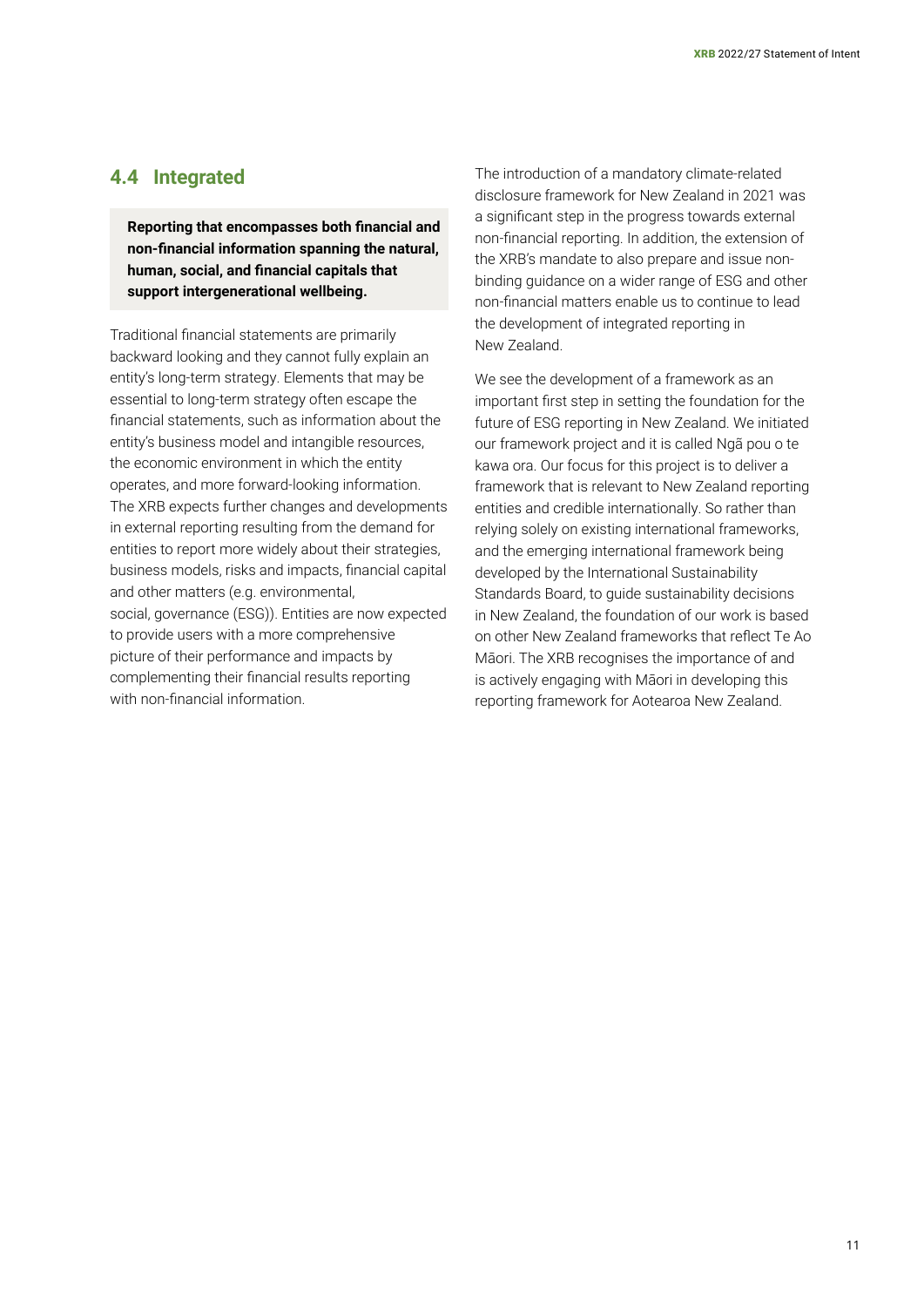## 4.4 Integrated

**Reporting that encompasses both financial and non-financial information spanning the natural, human, social, and financial capitals that support intergenerational wellbeing.**

Traditional financial statements are primarily backward looking and they cannot fully explain an entity's long-term strategy. Elements that may be essential to long-term strategy often escape the financial statements, such as information about the entity's business model and intangible resources, the economic environment in which the entity operates, and more forward-looking information. The XRB expects further changes and developments in external reporting resulting from the demand for entities to report more widely about their strategies, business models, risks and impacts, financial capital and other matters (e.g. environmental, social, governance (ESG)). Entities are now expected to provide users with a more comprehensive picture of their performance and impacts by complementing their financial results reporting with non-financial information.

The introduction of a mandatory climate-related disclosure framework for New Zealand in 2021 was a significant step in the progress towards external non-financial reporting. In addition, the extension of the XRB's mandate to also prepare and issue non-binding guidance on a wider range of ESG and other non-financial matters enable us to continue to lead the development of integrated reporting in New Zealand.

We see the development of a framework as an important first step in setting the foundation for the future of ESG reporting in New Zealand. We initiated our framework project and it is called Ngā pou o te kawa ora. Our focus for this project is to deliver a framework that is relevant to New Zealand reporting entities and credible internationally. So rather than relying solely on existing international frameworks, and the emerging international framework being developed by the International Sustainability Standards Board, to guide sustainability decisions in New Zealand, the foundation of our work is based on other New Zealand frameworks that reflect Te Ao Māori. The XRB recognises the importance of and is actively engaging with Māori in developing this reporting framework for Aotearoa New Zealand.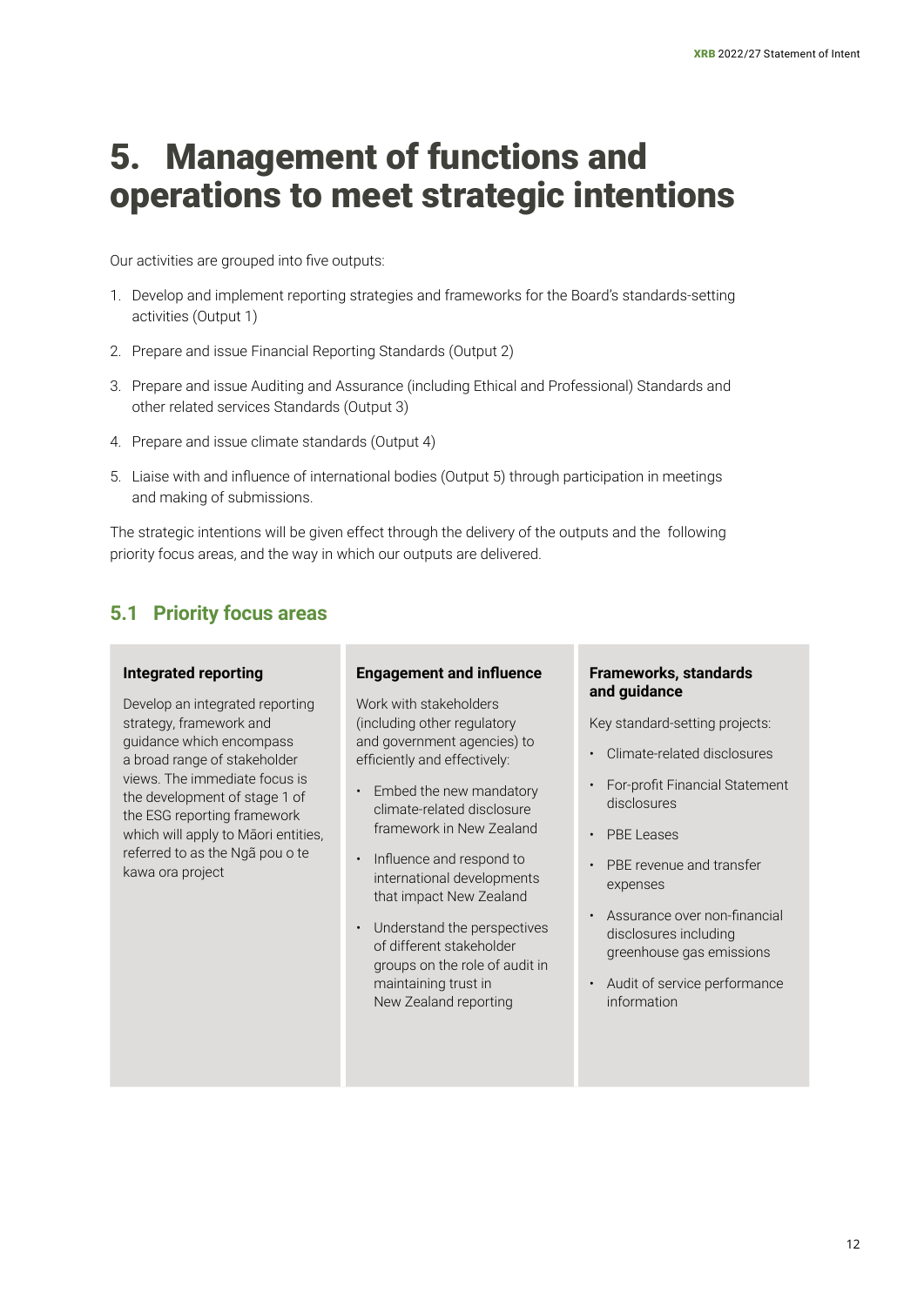# 5. Management of functions and operations to meet strategic intentions

Our activities are grouped into five outputs:

1. Develop and implement reporting strategies and frameworks for the Board's standards-setting activities (Output 1)
2. Prepare and issue Financial Reporting Standards (Output 2)
3. Prepare and issue Auditing and Assurance (including Ethical and Professional) Standards and other related services Standards (Output 3)
4. Prepare and issue climate standards (Output 4)
5. Liaise with and influence of international bodies (Output 5) through participation in meetings and making of submissions.

The strategic intentions will be given effect through the delivery of the outputs and the following priority focus areas, and the way in which our outputs are delivered.

## 5.1 Priority focus areas

**Integrated reporting**

Develop an integrated reporting strategy, framework and guidance which encompass a broad range of stakeholder views. The immediate focus is the development of stage 1 of the ESG reporting framework which will apply to Māori entities, referred to as the Ngā pou o te kawa ora project

**Engagement and influence**

Work with stakeholders (including other regulatory and government agencies) to efficiently and effectively:

- Embed the new mandatory climate-related disclosure framework in New Zealand
- Influence and respond to international developments that impact New Zealand
- Understand the perspectives of different stakeholder groups on the role of audit in maintaining trust in New Zealand reporting

**Frameworks, standards and guidance**

Key standard-setting projects:

- Climate-related disclosures
- For-profit Financial Statement disclosures
- PBE Leases
- PBE revenue and transfer expenses
- Assurance over non-financial disclosures including greenhouse gas emissions
- Audit of service performance information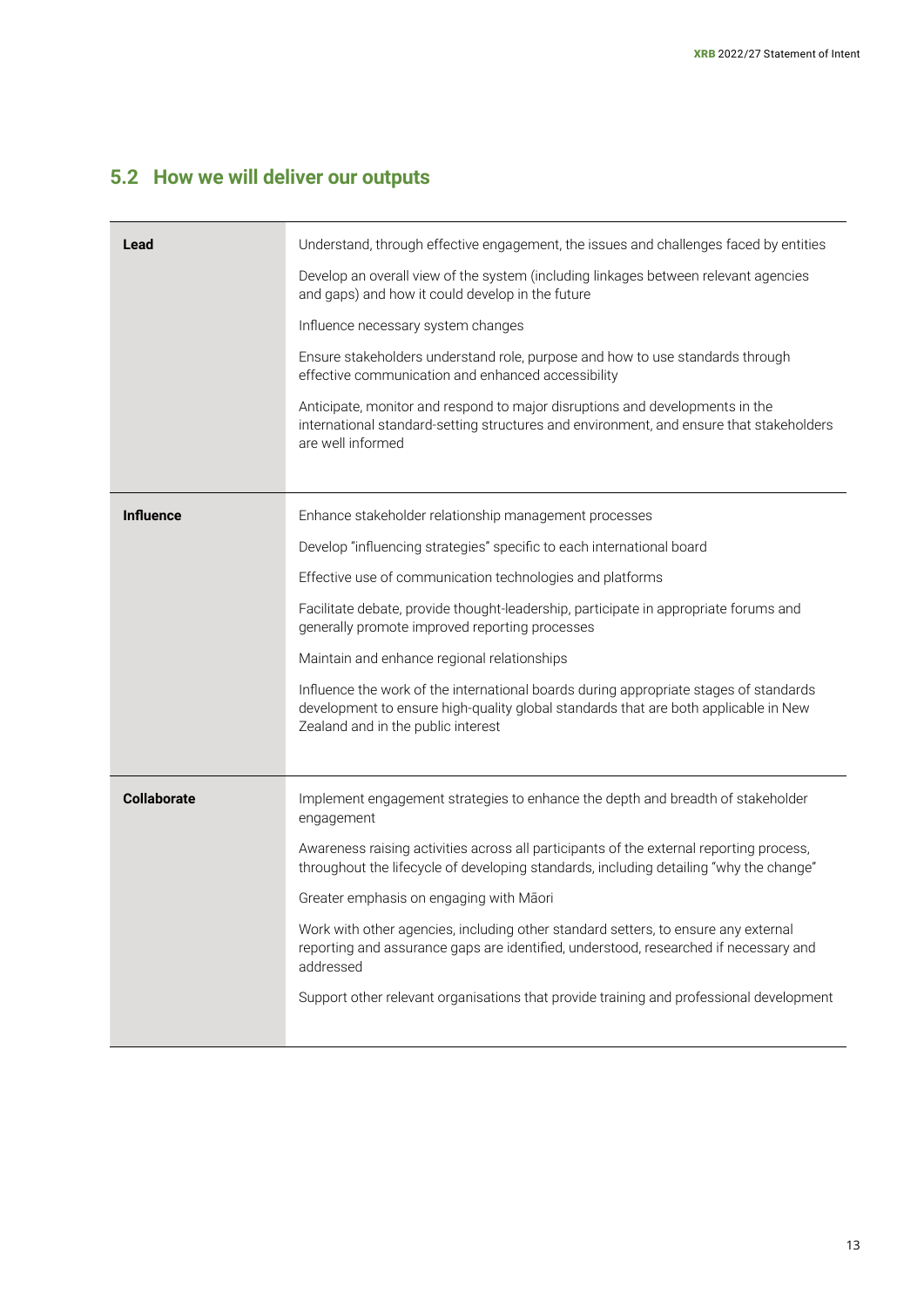## 5.2 How we will deliver our outputs

| | |
|---|---|
| **Lead** | Understand, through effective engagement, the issues and challenges faced by entities<br><br>Develop an overall view of the system (including linkages between relevant agencies and gaps) and how it could develop in the future<br><br>Influence necessary system changes<br><br>Ensure stakeholders understand role, purpose and how to use standards through effective communication and enhanced accessibility<br><br>Anticipate, monitor and respond to major disruptions and developments in the international standard-setting structures and environment, and ensure that stakeholders are well informed |
| **Influence** | Enhance stakeholder relationship management processes<br><br>Develop "influencing strategies" specific to each international board<br><br>Effective use of communication technologies and platforms<br><br>Facilitate debate, provide thought-leadership, participate in appropriate forums and generally promote improved reporting processes<br><br>Maintain and enhance regional relationships<br><br>Influence the work of the international boards during appropriate stages of standards development to ensure high-quality global standards that are both applicable in New Zealand and in the public interest |
| **Collaborate** | Implement engagement strategies to enhance the depth and breadth of stakeholder engagement<br><br>Awareness raising activities across all participants of the external reporting process, throughout the lifecycle of developing standards, including detailing "why the change"<br><br>Greater emphasis on engaging with Māori<br><br>Work with other agencies, including other standard setters, to ensure any external reporting and assurance gaps are identified, understood, researched if necessary and addressed<br><br>Support other relevant organisations that provide training and professional development |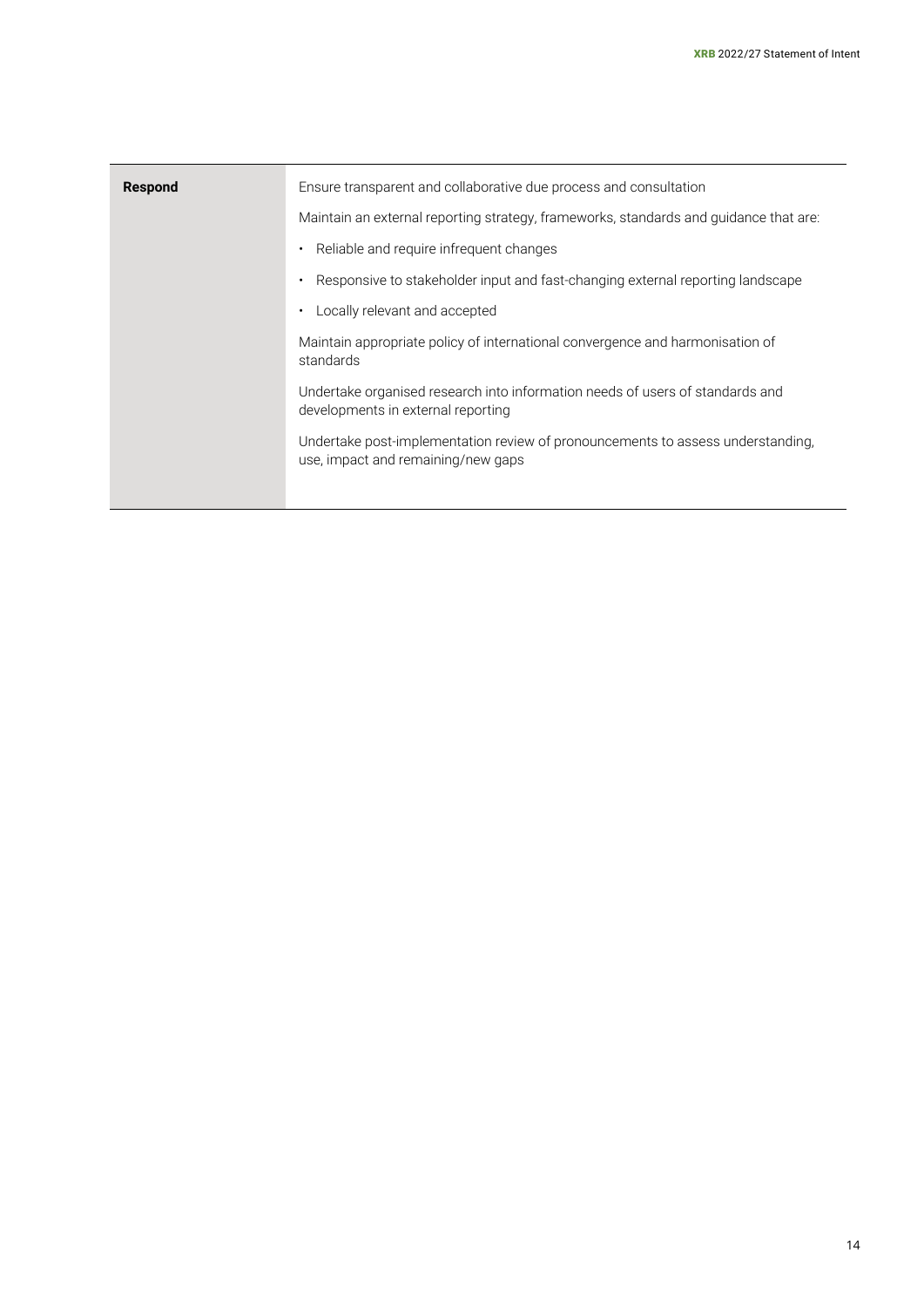| **Respond** | Ensure transparent and collaborative due process and consultation<br><br>Maintain an external reporting strategy, frameworks, standards and guidance that are:<br><br>• Reliable and require infrequent changes<br><br>• Responsive to stakeholder input and fast-changing external reporting landscape<br><br>• Locally relevant and accepted<br><br>Maintain appropriate policy of international convergence and harmonisation of standards<br><br>Undertake organised research into information needs of users of standards and developments in external reporting<br><br>Undertake post-implementation review of pronouncements to assess understanding, use, impact and remaining/new gaps |
|---|---|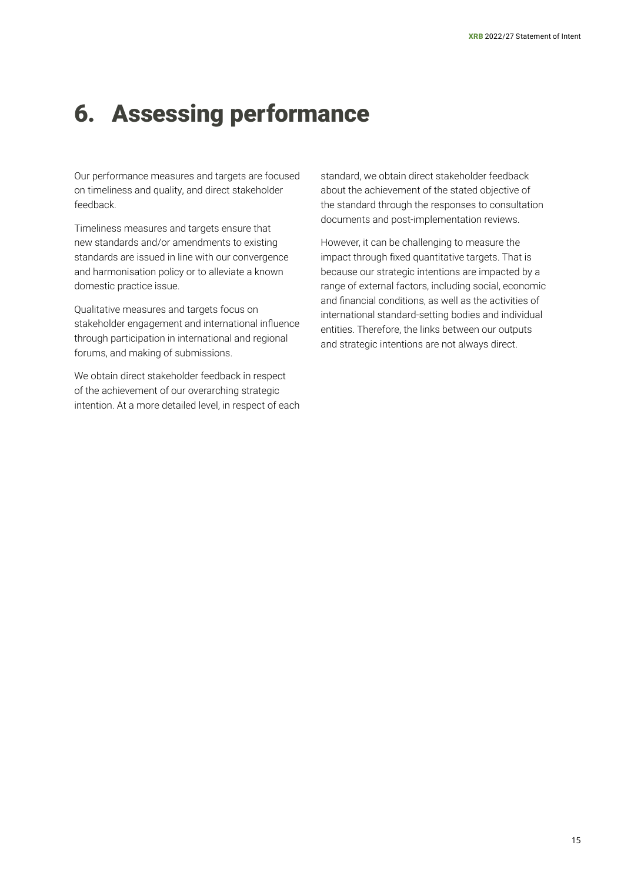# 6. Assessing performance

Our performance measures and targets are focused on timeliness and quality, and direct stakeholder feedback.

Timeliness measures and targets ensure that new standards and/or amendments to existing standards are issued in line with our convergence and harmonisation policy or to alleviate a known domestic practice issue.

Qualitative measures and targets focus on stakeholder engagement and international influence through participation in international and regional forums, and making of submissions.

We obtain direct stakeholder feedback in respect of the achievement of our overarching strategic intention. At a more detailed level, in respect of each standard, we obtain direct stakeholder feedback about the achievement of the stated objective of the standard through the responses to consultation documents and post-implementation reviews.

However, it can be challenging to measure the impact through fixed quantitative targets. That is because our strategic intentions are impacted by a range of external factors, including social, economic and financial conditions, as well as the activities of international standard-setting bodies and individual entities. Therefore, the links between our outputs and strategic intentions are not always direct.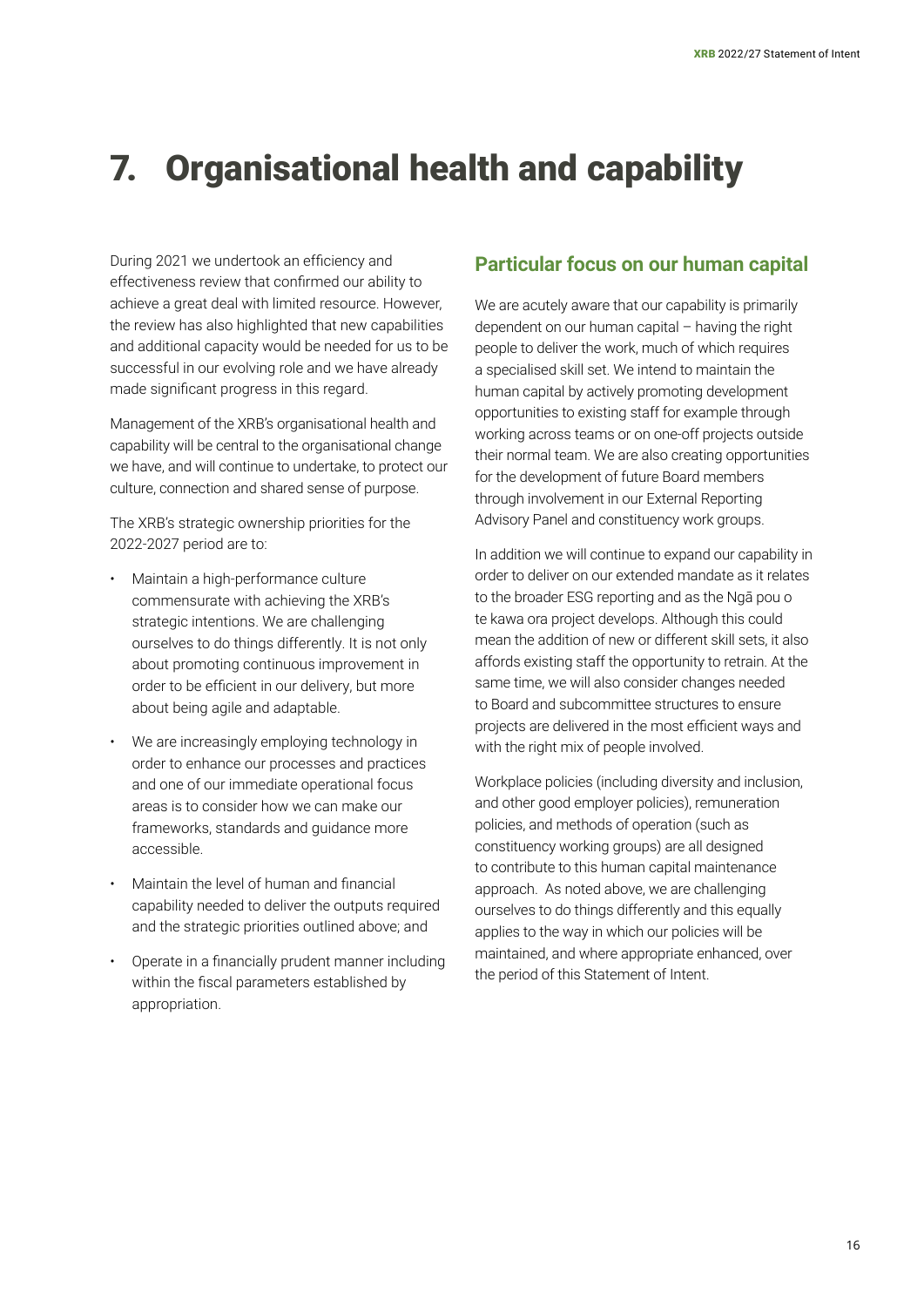# 7. Organisational health and capability

During 2021 we undertook an efficiency and effectiveness review that confirmed our ability to achieve a great deal with limited resource. However, the review has also highlighted that new capabilities and additional capacity would be needed for us to be successful in our evolving role and we have already made significant progress in this regard.

Management of the XRB's organisational health and capability will be central to the organisational change we have, and will continue to undertake, to protect our culture, connection and shared sense of purpose.

The XRB's strategic ownership priorities for the 2022-2027 period are to:

- Maintain a high-performance culture commensurate with achieving the XRB's strategic intentions. We are challenging ourselves to do things differently. It is not only about promoting continuous improvement in order to be efficient in our delivery, but more about being agile and adaptable.
- We are increasingly employing technology in order to enhance our processes and practices and one of our immediate operational focus areas is to consider how we can make our frameworks, standards and guidance more accessible.
- Maintain the level of human and financial capability needed to deliver the outputs required and the strategic priorities outlined above; and
- Operate in a financially prudent manner including within the fiscal parameters established by appropriation.

## Particular focus on our human capital

We are acutely aware that our capability is primarily dependent on our human capital – having the right people to deliver the work, much of which requires a specialised skill set. We intend to maintain the human capital by actively promoting development opportunities to existing staff for example through working across teams or on one-off projects outside their normal team. We are also creating opportunities for the development of future Board members through involvement in our External Reporting Advisory Panel and constituency work groups.

In addition we will continue to expand our capability in order to deliver on our extended mandate as it relates to the broader ESG reporting and as the Ngā pou o te kawa ora project develops. Although this could mean the addition of new or different skill sets, it also affords existing staff the opportunity to retrain. At the same time, we will also consider changes needed to Board and subcommittee structures to ensure projects are delivered in the most efficient ways and with the right mix of people involved.

Workplace policies (including diversity and inclusion, and other good employer policies), remuneration policies, and methods of operation (such as constituency working groups) are all designed to contribute to this human capital maintenance approach. As noted above, we are challenging ourselves to do things differently and this equally applies to the way in which our policies will be maintained, and where appropriate enhanced, over the period of this Statement of Intent.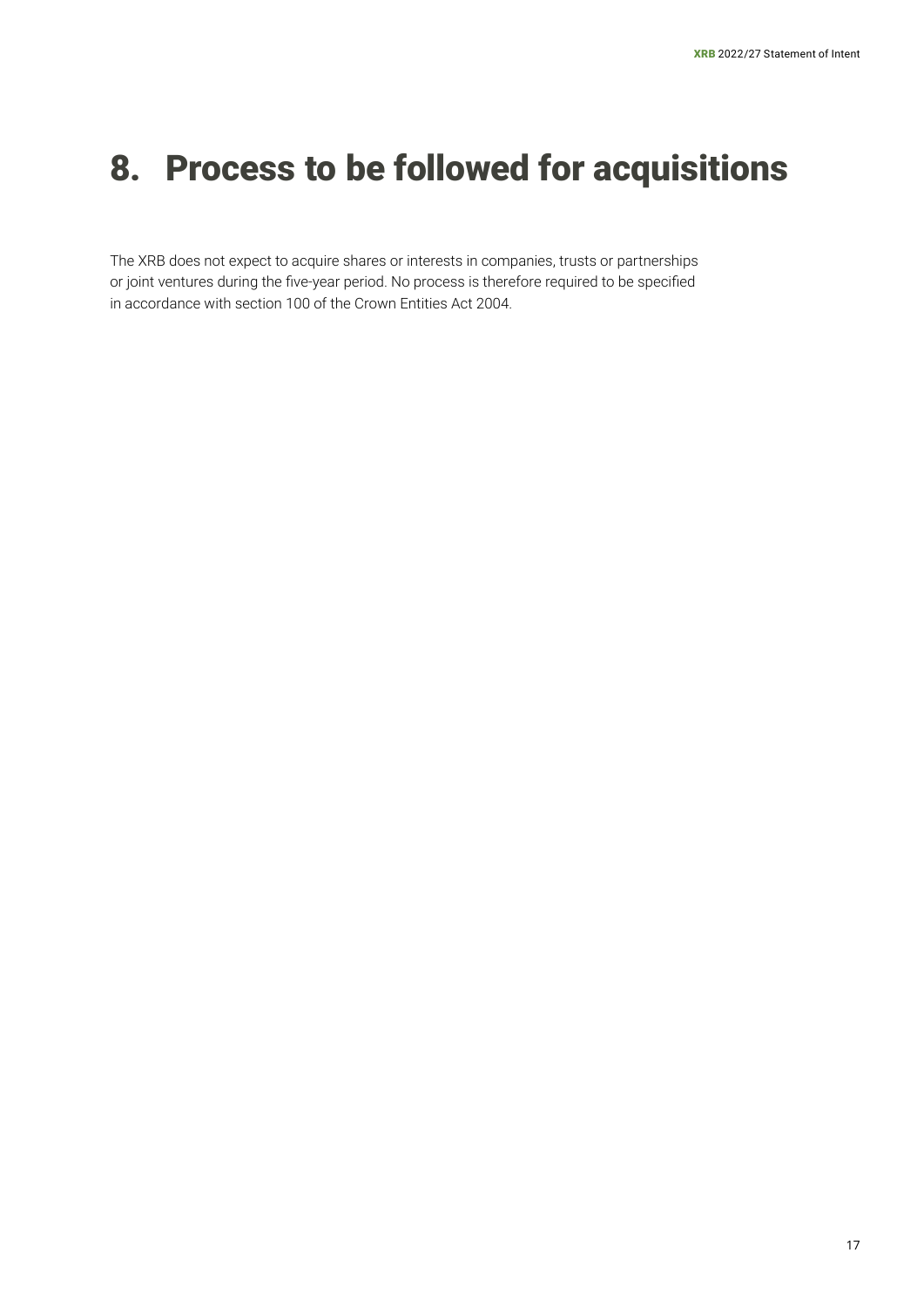# 8. Process to be followed for acquisitions

The XRB does not expect to acquire shares or interests in companies, trusts or partnerships or joint ventures during the five-year period. No process is therefore required to be specified in accordance with section 100 of the Crown Entities Act 2004.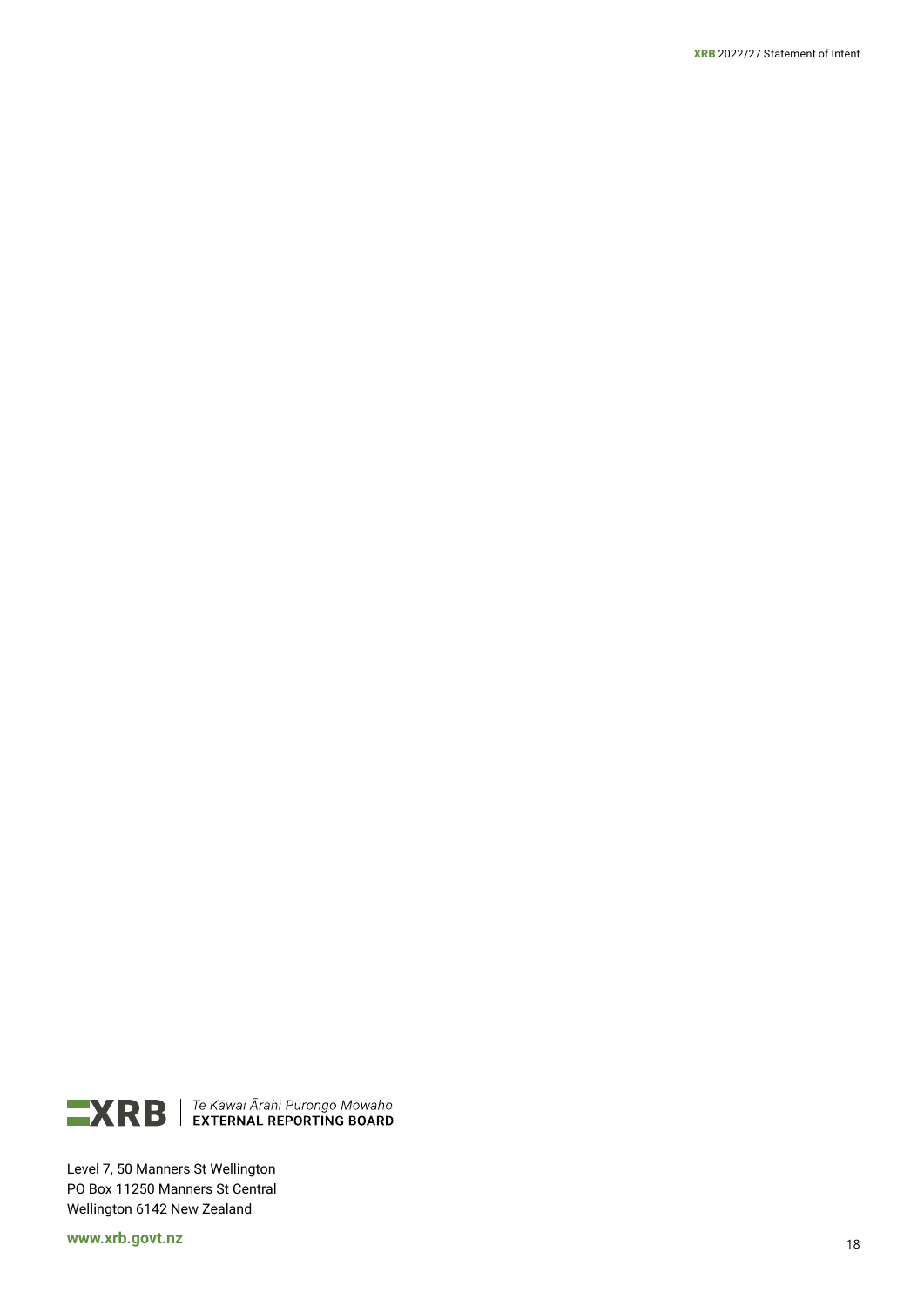XRB | *Te Kāwai Ārahi Pūrongo Mōwaho*
**EXTERNAL REPORTING BOARD**

Level 7, 50 Manners St Wellington
PO Box 11250 Manners St Central
Wellington 6142 New Zealand

**www.xrb.govt.nz**